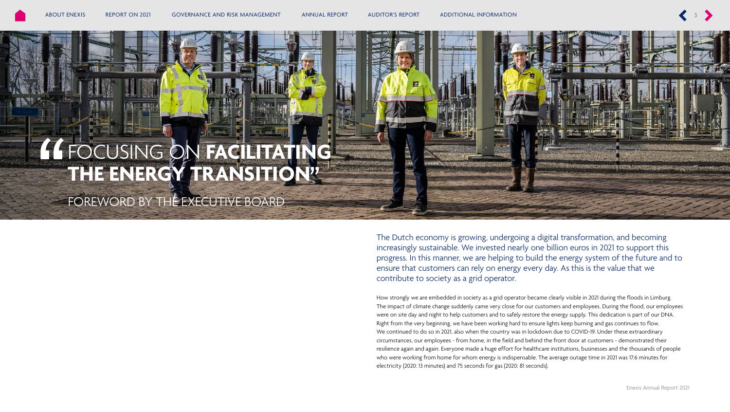# “FOCUSING ON **FACILITATING THE ENERGY TRANSITION”**

## FOREWORD BY THE EXECUTIVE BOARD

The Dutch economy is growing, undergoing a digital transformation, and becoming increasingly sustainable. We invested nearly one billion euros in 2021 to support this progress. In this manner, we are helping to build the energy system of the future and to ensure that customers can rely on energy every day. As this is the value that we contribute to society as a grid operator.

How strongly we are embedded in society as a grid operator became clearly visible in 2021 during the floods in Limburg. The impact of climate change suddenly came very close for our customers and employees. During the flood, our employees were on site day and night to help customers and to safely restore the energy supply. This dedication is part of our DNA. Right from the very beginning, we have been working hard to ensure lights keep burning and gas continues to flow. We continued to do so in 2021, also when the country was in lockdown due to COVID-19. Under these extraordinary circumstances, our employees - from home, in the field and behind the front door at customers - demonstrated their resilience again and again. Everyone made a huge effort for healthcare institutions, businesses and the thousands of people who were working from home for whom energy is indispensable. The average outage time in 2021 was 17.6 minutes for electricity (2020: 13 minutes) and 75 seconds for gas (2020: 81 seconds).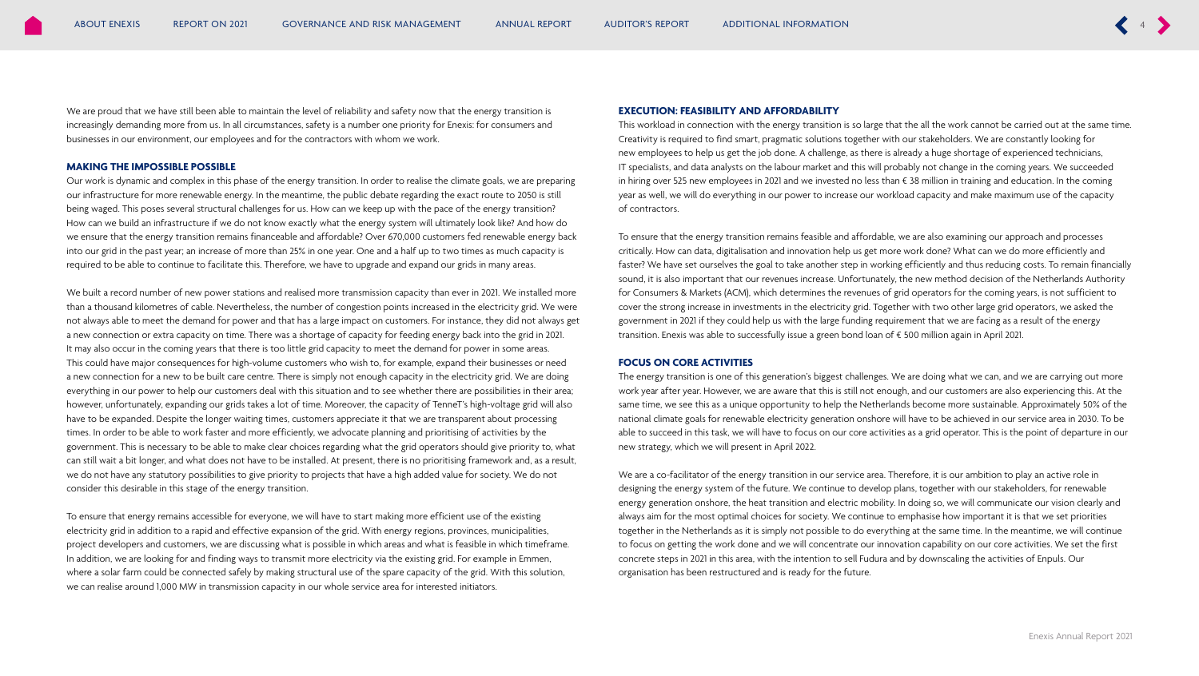We are proud that we have still been able to maintain the level of reliability and safety now that the energy transition is increasingly demanding more from us. In all circumstances, safety is a number one priority for Enexis: for consumers and businesses in our environment, our employees and for the contractors with whom we work.

### MAKING THE IMPOSSIBLE POSSIBLE

Our work is dynamic and complex in this phase of the energy transition. In order to realise the climate goals, we are preparing our infrastructure for more renewable energy. In the meantime, the public debate regarding the exact route to 2050 is still being waged. This poses several structural challenges for us. How can we keep up with the pace of the energy transition? How can we build an infrastructure if we do not know exactly what the energy system will ultimately look like? And how do we ensure that the energy transition remains financeable and affordable? Over 670,000 customers fed renewable energy back into our grid in the past year; an increase of more than 25% in one year. One and a half up to two times as much capacity is required to be able to continue to facilitate this. Therefore, we have to upgrade and expand our grids in many areas.

We built a record number of new power stations and realised more transmission capacity than ever in 2021. We installed more than a thousand kilometres of cable. Nevertheless, the number of congestion points increased in the electricity grid. We were not always able to meet the demand for power and that has a large impact on customers. For instance, they did not always get a new connection or extra capacity on time. There was a shortage of capacity for feeding energy back into the grid in 2021. It may also occur in the coming years that there is too little grid capacity to meet the demand for power in some areas. This could have major consequences for high-volume customers who wish to, for example, expand their businesses or need a new connection for a new to be built care centre. There is simply not enough capacity in the electricity grid. We are doing everything in our power to help our customers deal with this situation and to see whether there are possibilities in their area; however, unfortunately, expanding our grids takes a lot of time. Moreover, the capacity of TenneT's high-voltage grid will also have to be expanded. Despite the longer waiting times, customers appreciate it that we are transparent about processing times. In order to be able to work faster and more efficiently, we advocate planning and prioritising of activities by the government. This is necessary to be able to make clear choices regarding what the grid operators should give priority to, what can still wait a bit longer, and what does not have to be installed. At present, there is no prioritising framework and, as a result, we do not have any statutory possibilities to give priority to projects that have a high added value for society. We do not consider this desirable in this stage of the energy transition.

To ensure that energy remains accessible for everyone, we will have to start making more efficient use of the existing electricity grid in addition to a rapid and effective expansion of the grid. With energy regions, provinces, municipalities, project developers and customers, we are discussing what is possible in which areas and what is feasible in which timeframe. In addition, we are looking for and finding ways to transmit more electricity via the existing grid. For example in Emmen, where a solar farm could be connected safely by making structural use of the spare capacity of the grid. With this solution, we can realise around 1,000 MW in transmission capacity in our whole service area for interested initiators.

### EXECUTION: FEASIBILITY AND AFFORDABILITY

This workload in connection with the energy transition is so large that the all the work cannot be carried out at the same time. Creativity is required to find smart, pragmatic solutions together with our stakeholders. We are constantly looking for new employees to help us get the job done. A challenge, as there is already a huge shortage of experienced technicians, IT specialists, and data analysts on the labour market and this will probably not change in the coming years. We succeeded in hiring over 525 new employees in 2021 and we invested no less than € 38 million in training and education. In the coming year as well, we will do everything in our power to increase our workload capacity and make maximum use of the capacity of contractors.

To ensure that the energy transition remains feasible and affordable, we are also examining our approach and processes critically. How can data, digitalisation and innovation help us get more work done? What can we do more efficiently and faster? We have set ourselves the goal to take another step in working efficiently and thus reducing costs. To remain financially sound, it is also important that our revenues increase. Unfortunately, the new method decision of the Netherlands Authority for Consumers & Markets (ACM), which determines the revenues of grid operators for the coming years, is not sufficient to cover the strong increase in investments in the electricity grid. Together with two other large grid operators, we asked the government in 2021 if they could help us with the large funding requirement that we are facing as a result of the energy transition. Enexis was able to successfully issue a green bond loan of € 500 million again in April 2021.

### FOCUS ON CORE ACTIVITIES

The energy transition is one of this generation's biggest challenges. We are doing what we can, and we are carrying out more work year after year. However, we are aware that this is still not enough, and our customers are also experiencing this. At the same time, we see this as a unique opportunity to help the Netherlands become more sustainable. Approximately 50% of the national climate goals for renewable electricity generation onshore will have to be achieved in our service area in 2030. To be able to succeed in this task, we will have to focus on our core activities as a grid operator. This is the point of departure in our new strategy, which we will present in April 2022.

We are a co-facilitator of the energy transition in our service area. Therefore, it is our ambition to play an active role in designing the energy system of the future. We continue to develop plans, together with our stakeholders, for renewable energy generation onshore, the heat transition and electric mobility. In doing so, we will communicate our vision clearly and always aim for the most optimal choices for society. We continue to emphasise how important it is that we set priorities together in the Netherlands as it is simply not possible to do everything at the same time. In the meantime, we will continue to focus on getting the work done and we will concentrate our innovation capability on our core activities. We set the first concrete steps in 2021 in this area, with the intention to sell Fudura and by downscaling the activities of Enpuls. Our organisation has been restructured and is ready for the future.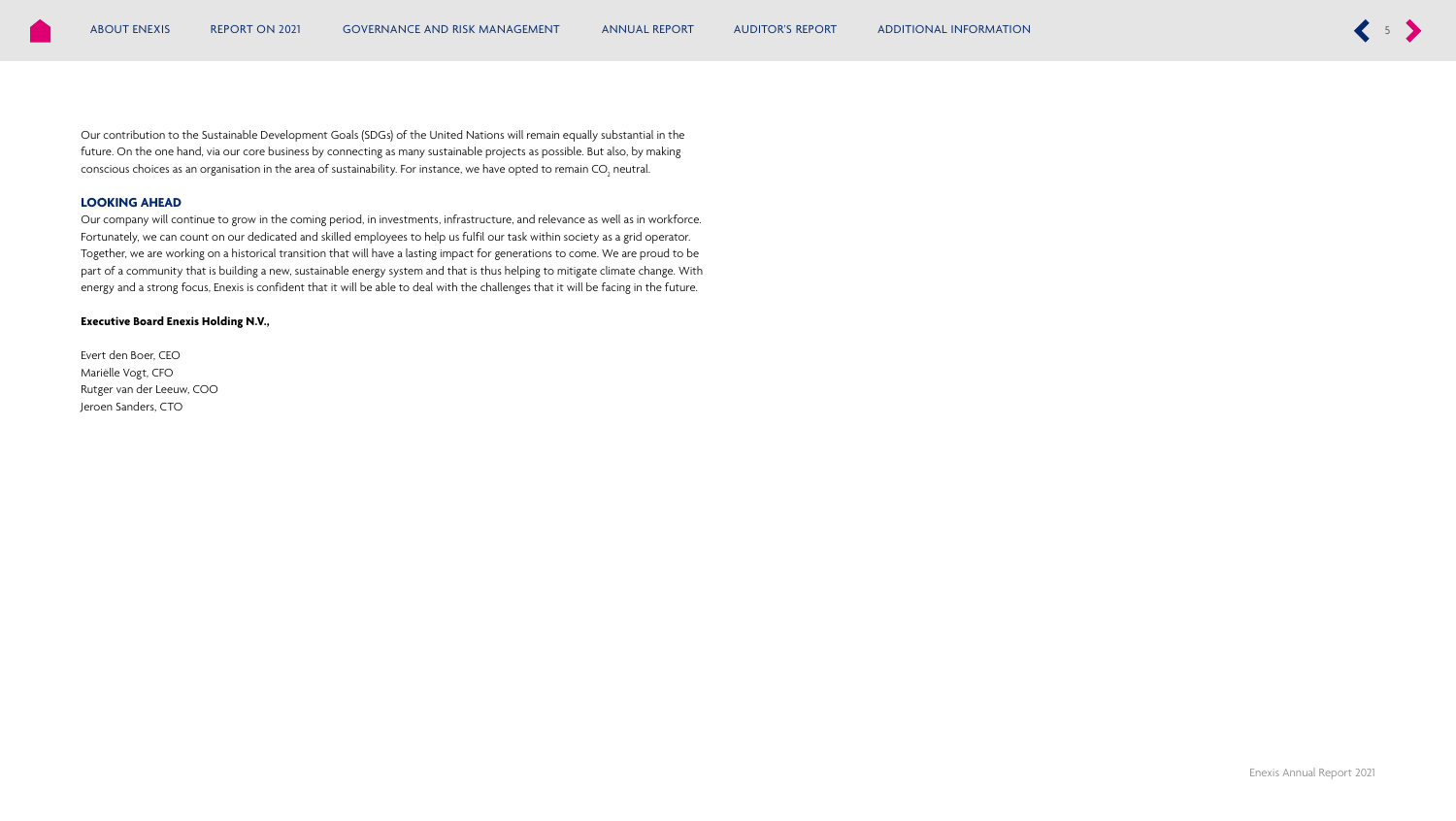Our contribution to the Sustainable Development Goals (SDGs) of the United Nations will remain equally substantial in the future. On the one hand, via our core business by connecting as many sustainable projects as possible. But also, by making conscious choices as an organisation in the area of sustainability. For instance, we have opted to remain $CO_2$ neutral.

## LOOKING AHEAD

Our company will continue to grow in the coming period, in investments, infrastructure, and relevance as well as in workforce. Fortunately, we can count on our dedicated and skilled employees to help us fulfil our task within society as a grid operator. Together, we are working on a historical transition that will have a lasting impact for generations to come. We are proud to be part of a community that is building a new, sustainable energy system and that is thus helping to mitigate climate change. With energy and a strong focus, Enexis is confident that it will be able to deal with the challenges that it will be facing in the future.

**Executive Board Enexis Holding N.V.,**

Evert den Boer, CEO
Mariëlle Vogt, CFO
Rutger van der Leeuw, COO
Jeroen Sanders, CTO